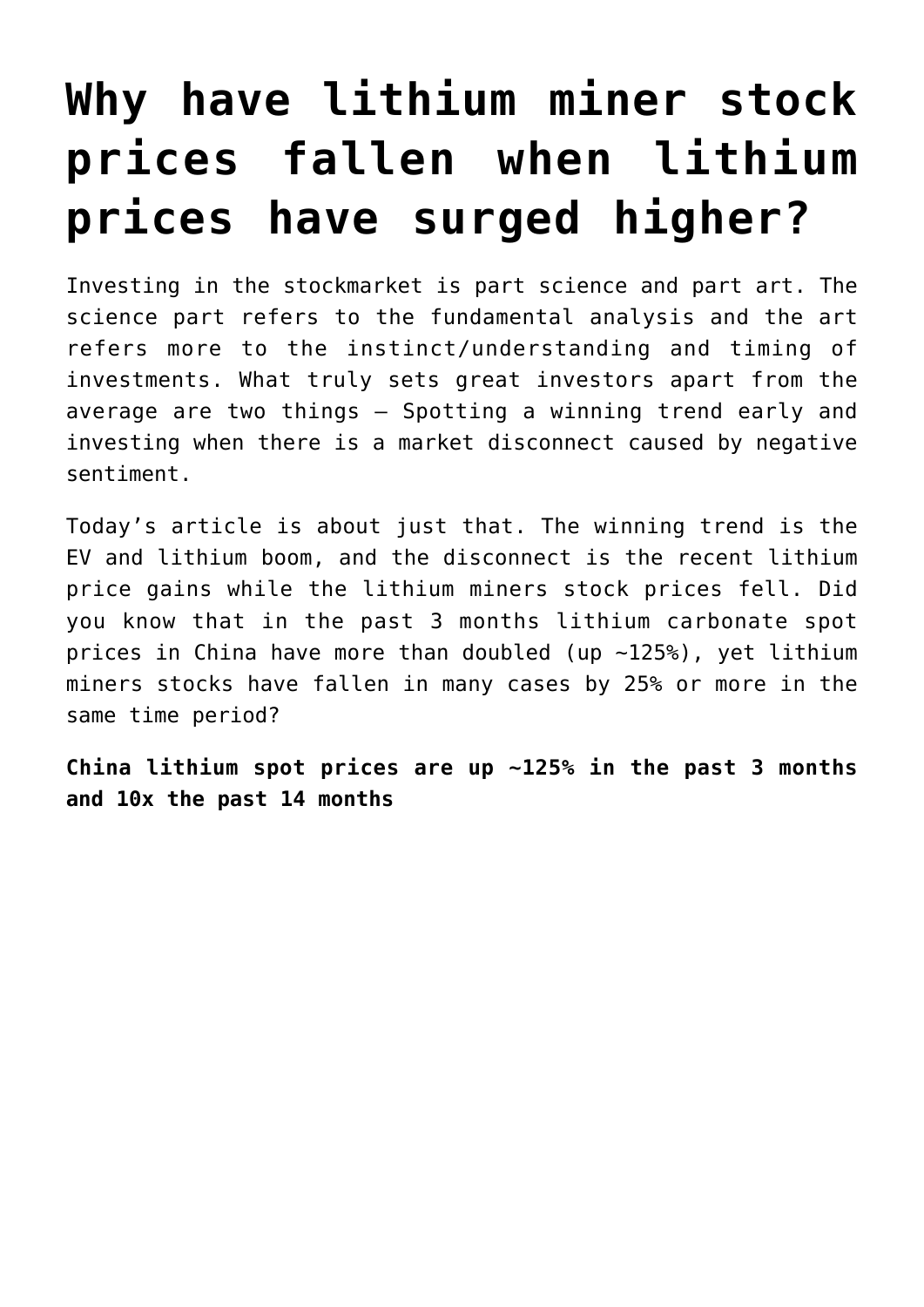# Why have lithium miner stock prices fallen when lithium prices have surged higher?

Investing in the stockmarket is part science and part art. The science part refers to the fundamental analysis and the art refers more to the instinct/understanding and timing of investments. What truly sets great investors apart from the average are two things – Spotting a winning trend early and investing when there is a market disconnect caused by negative sentiment.

Today's article is about just that. The winning trend is the EV and lithium boom, and the disconnect is the recent lithium price gains while the lithium miners stock prices fell. Did you know that in the past 3 months lithium carbonate spot prices in China have more than doubled (up ~125%), yet lithium miners stocks have fallen in many cases by 25% or more in the same time period?

**China lithium spot prices are up ~125% in the past 3 months and 10x the past 14 months**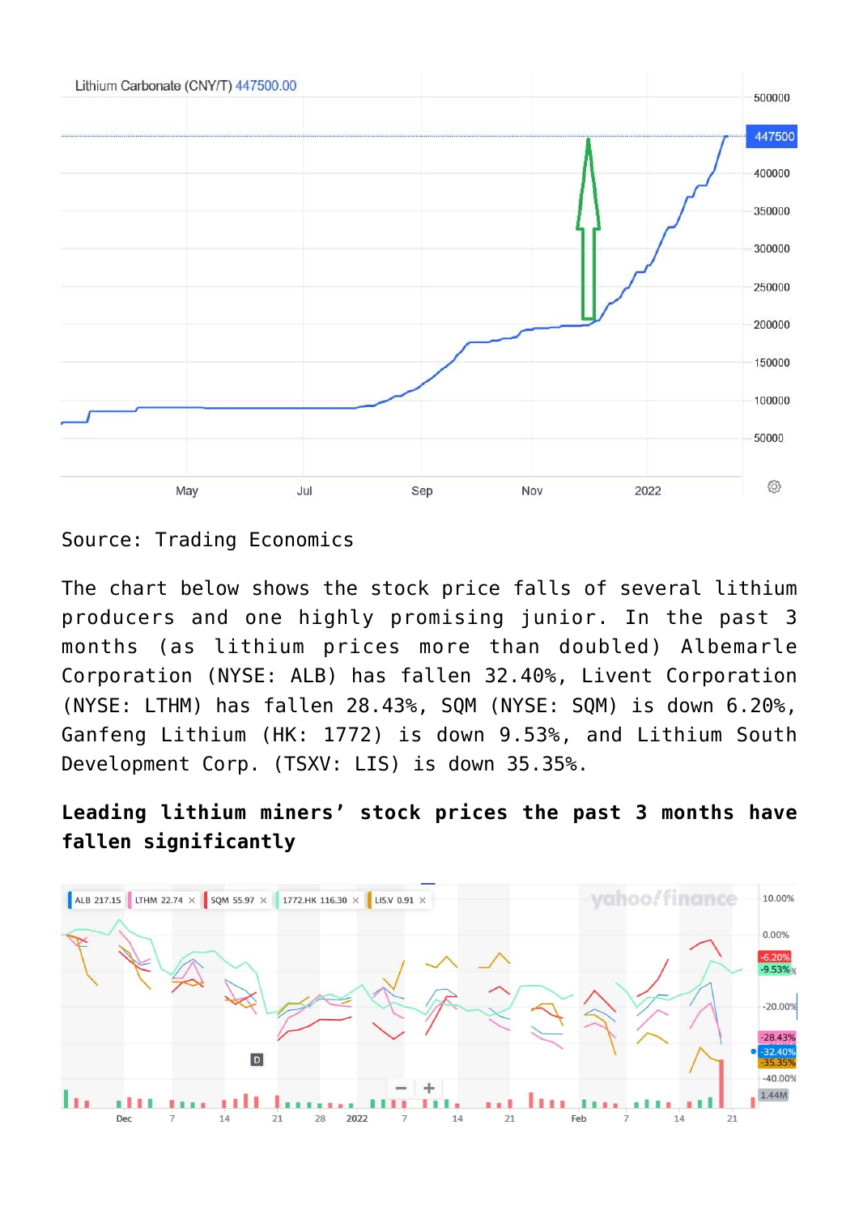Source: Trading Economics

The chart below shows the stock price falls of several lithium producers and one highly promising junior. In the past 3 months (as lithium prices more than doubled) Albemarle Corporation (NYSE: ALB) has fallen 32.40%, Livent Corporation (NYSE: LTHM) has fallen 28.43%, SQM (NYSE: SQM) is down 6.20%, Ganfeng Lithium (HK: 1772) is down 9.53%, and Lithium South Development Corp. (TSXV: LIS) is down 35.35%.

**Leading lithium miners' stock prices the past 3 months have fallen significantly**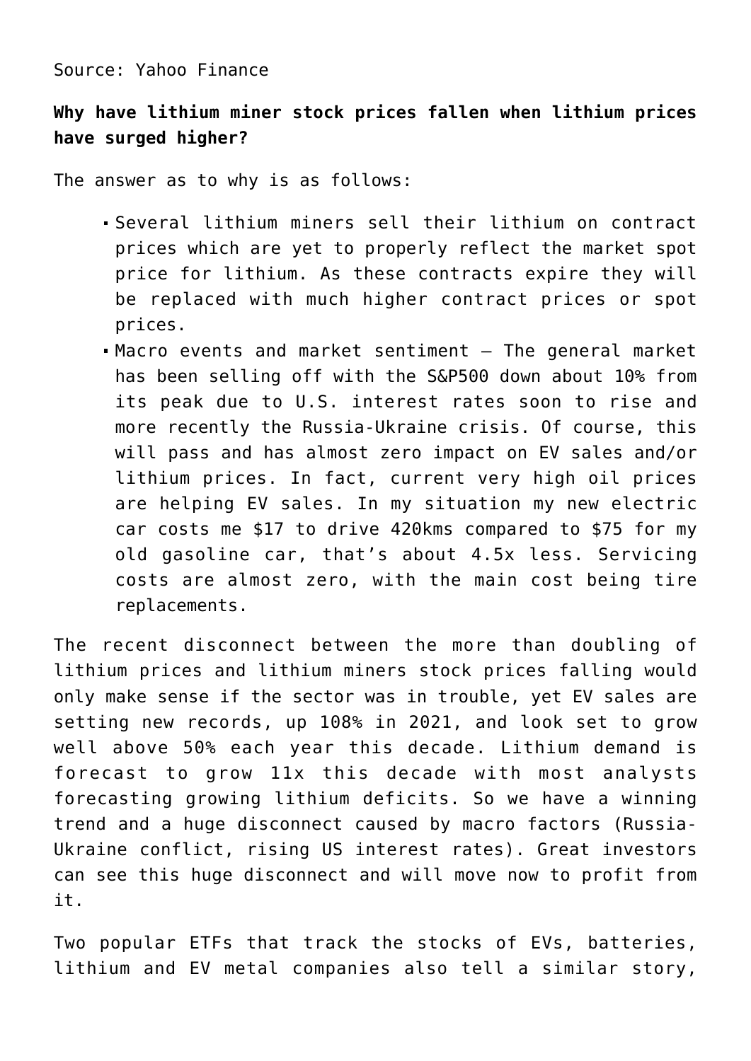Source: Yahoo Finance

**Why have lithium miner stock prices fallen when lithium prices have surged higher?**

The answer as to why is as follows:

- Several lithium miners sell their lithium on contract prices which are yet to properly reflect the market spot price for lithium. As these contracts expire they will be replaced with much higher contract prices or spot prices.
- Macro events and market sentiment – The general market has been selling off with the S&P500 down about 10% from its peak due to U.S. interest rates soon to rise and more recently the Russia-Ukraine crisis. Of course, this will pass and has almost zero impact on EV sales and/or lithium prices. In fact, current very high oil prices are helping EV sales. In my situation my new electric car costs me $17 to drive 420kms compared to $75 for my old gasoline car, that's about 4.5x less. Servicing costs are almost zero, with the main cost being tire replacements.

The recent disconnect between the more than doubling of lithium prices and lithium miners stock prices falling would only make sense if the sector was in trouble, yet EV sales are setting new records, up 108% in 2021, and look set to grow well above 50% each year this decade. Lithium demand is forecast to grow 11x this decade with most analysts forecasting growing lithium deficits. So we have a winning trend and a huge disconnect caused by macro factors (Russia-Ukraine conflict, rising US interest rates). Great investors can see this huge disconnect and will move now to profit from it.

Two popular ETFs that track the stocks of EVs, batteries, lithium and EV metal companies also tell a similar story,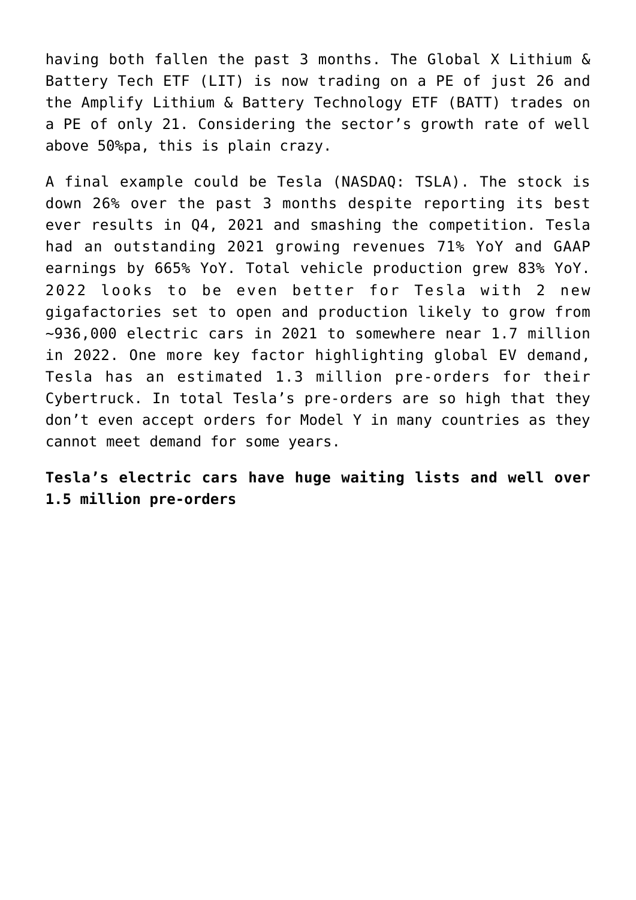having both fallen the past 3 months. The Global X Lithium & Battery Tech ETF (LIT) is now trading on a PE of just 26 and the Amplify Lithium & Battery Technology ETF (BATT) trades on a PE of only 21. Considering the sector's growth rate of well above 50%pa, this is plain crazy.

A final example could be Tesla (NASDAQ: TSLA). The stock is down 26% over the past 3 months despite reporting its best ever results in Q4, 2021 and smashing the competition. Tesla had an outstanding 2021 growing revenues 71% YoY and GAAP earnings by 665% YoY. Total vehicle production grew 83% YoY. 2022 looks to be even better for Tesla with 2 new gigafactories set to open and production likely to grow from ~936,000 electric cars in 2021 to somewhere near 1.7 million in 2022. One more key factor highlighting global EV demand, Tesla has an estimated 1.3 million pre-orders for their Cybertruck. In total Tesla's pre-orders are so high that they don't even accept orders for Model Y in many countries as they cannot meet demand for some years.

**Tesla's electric cars have huge waiting lists and well over 1.5 million pre-orders**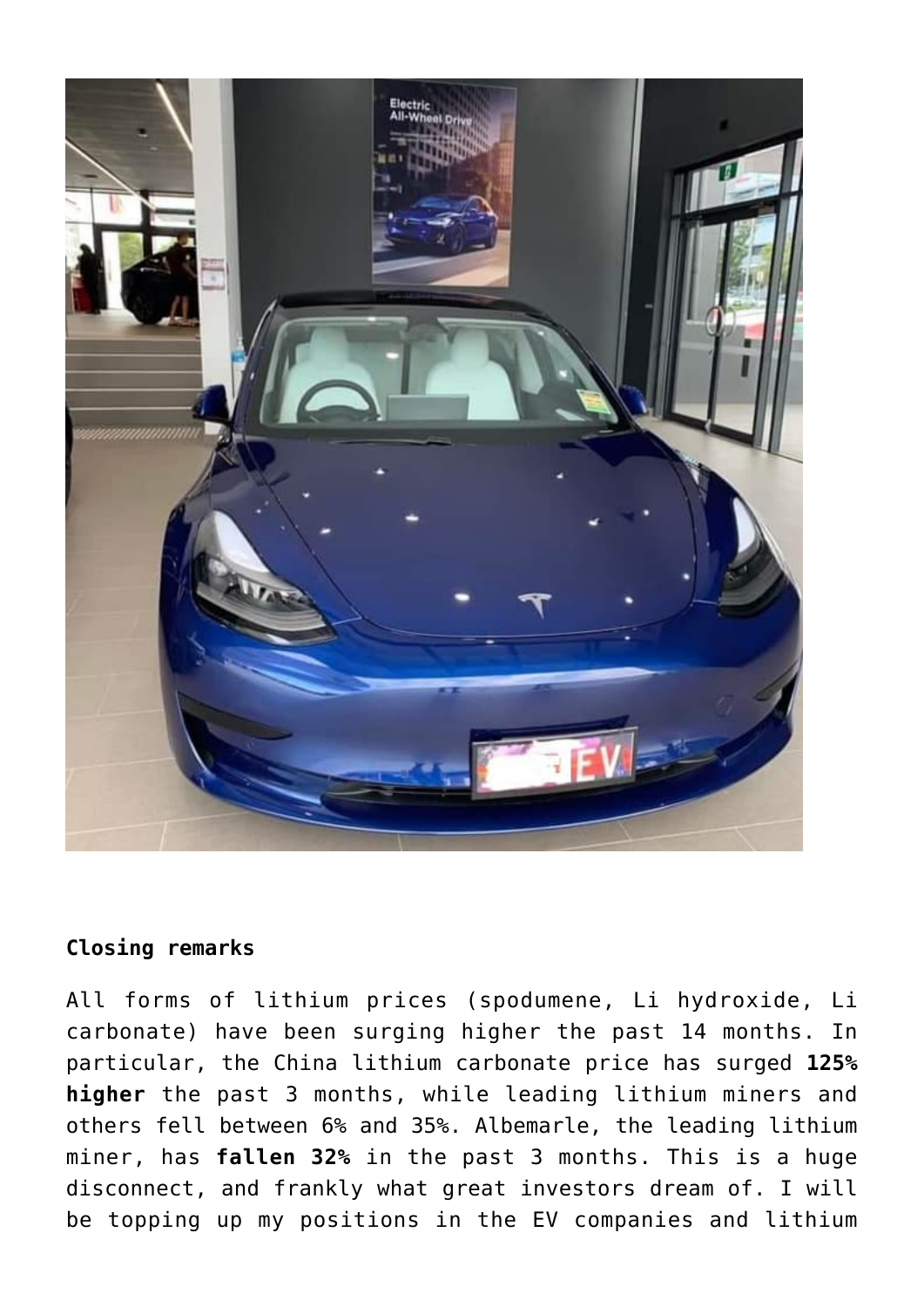**Closing remarks**

All forms of lithium prices (spodumene, Li hydroxide, Li carbonate) have been surging higher the past 14 months. In particular, the China lithium carbonate price has surged **125% higher** the past 3 months, while leading lithium miners and others fell between 6% and 35%. Albemarle, the leading lithium miner, has **fallen 32%** in the past 3 months. This is a huge disconnect, and frankly what great investors dream of. I will be topping up my positions in the EV companies and lithium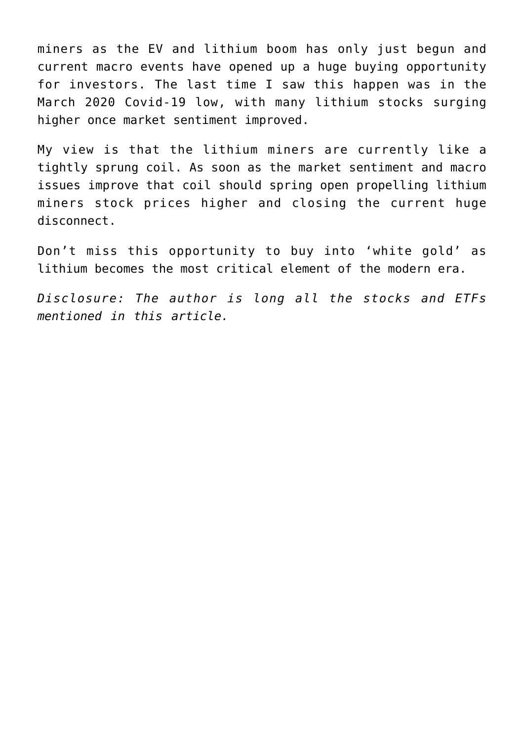miners as the EV and lithium boom has only just begun and current macro events have opened up a huge buying opportunity for investors. The last time I saw this happen was in the March 2020 Covid-19 low, with many lithium stocks surging higher once market sentiment improved.

My view is that the lithium miners are currently like a tightly sprung coil. As soon as the market sentiment and macro issues improve that coil should spring open propelling lithium miners stock prices higher and closing the current huge disconnect.

Don't miss this opportunity to buy into 'white gold' as lithium becomes the most critical element of the modern era.

*Disclosure: The author is long all the stocks and ETFs mentioned in this article.*